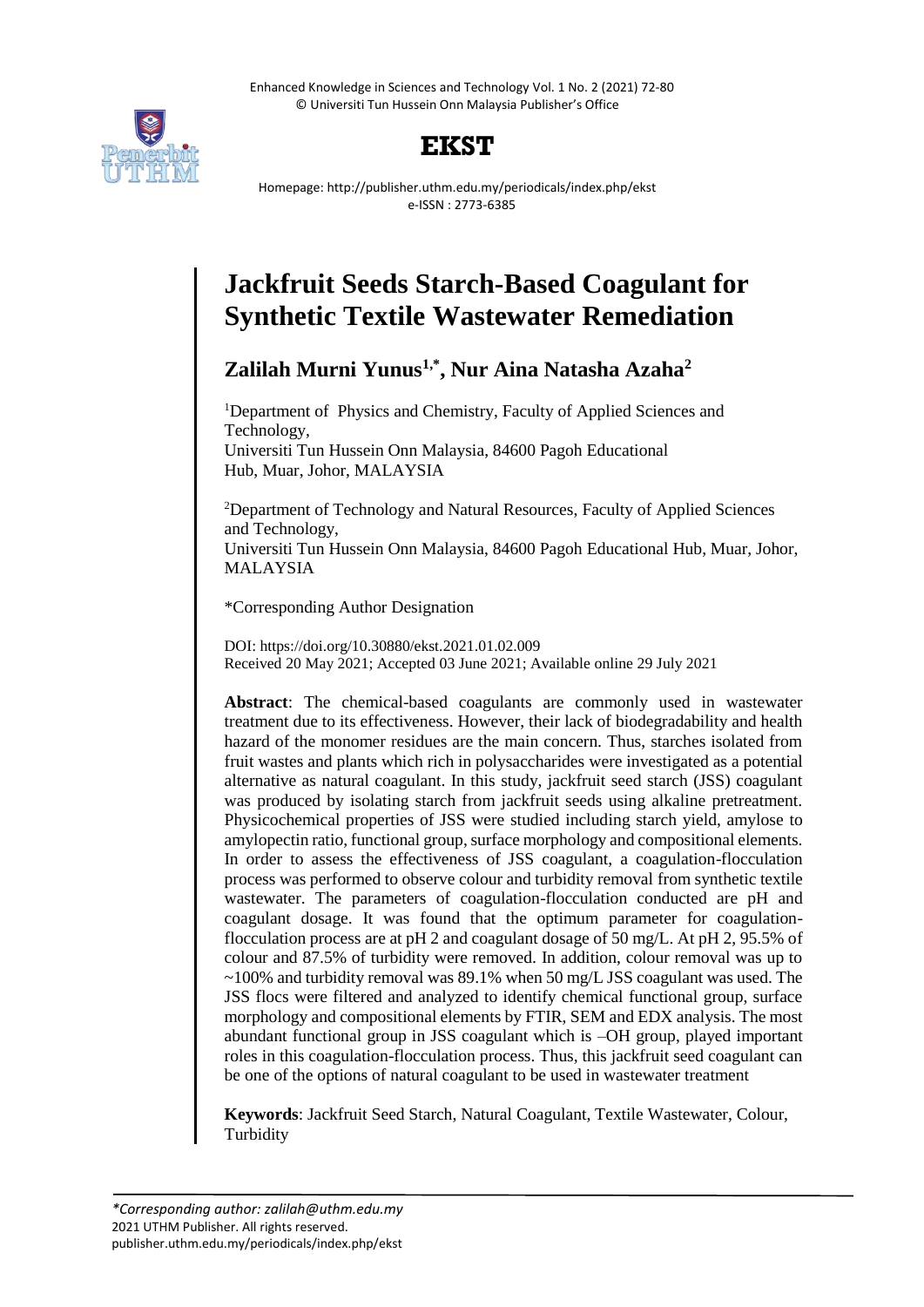# Jackfruit Seeds Starch-Based Coagulant for Synthetic Textile Wastewater Remediation

**Zalilah Murni Yunus[1,*], Nur Aina Natasha Azaha[2]**

[1]Department of Physics and Chemistry, Faculty of Applied Sciences and Technology,
Universiti Tun Hussein Onn Malaysia, 84600 Pagoh Educational Hub, Muar, Johor, MALAYSIA

[2]Department of Technology and Natural Resources, Faculty of Applied Sciences and Technology,
Universiti Tun Hussein Onn Malaysia, 84600 Pagoh Educational Hub, Muar, Johor, MALAYSIA

*Corresponding Author Designation

DOI: https://doi.org/10.30880/ekst.2021.01.02.009
Received 20 May 2021; Accepted 03 June 2021; Available online 29 July 2021

**Abstract**: The chemical-based coagulants are commonly used in wastewater treatment due to its effectiveness. However, their lack of biodegradability and health hazard of the monomer residues are the main concern. Thus, starches isolated from fruit wastes and plants which rich in polysaccharides were investigated as a potential alternative as natural coagulant. In this study, jackfruit seed starch (JSS) coagulant was produced by isolating starch from jackfruit seeds using alkaline pretreatment. Physicochemical properties of JSS were studied including starch yield, amylose to amylopectin ratio, functional group, surface morphology and compositional elements. In order to assess the effectiveness of JSS coagulant, a coagulation-flocculation process was performed to observe colour and turbidity removal from synthetic textile wastewater. The parameters of coagulation-flocculation conducted are pH and coagulant dosage. It was found that the optimum parameter for coagulation-flocculation process are at pH 2 and coagulant dosage of 50 mg/L. At pH 2, 95.5% of colour and 87.5% of turbidity were removed. In addition, colour removal was up to ~100% and turbidity removal was 89.1% when 50 mg/L JSS coagulant was used. The JSS flocs were filtered and analyzed to identify chemical functional group, surface morphology and compositional elements by FTIR, SEM and EDX analysis. The most abundant functional group in JSS coagulant which is –OH group, played important roles in this coagulation-flocculation process. Thus, this jackfruit seed coagulant can be one of the options of natural coagulant to be used in wastewater treatment

**Keywords**: Jackfruit Seed Starch, Natural Coagulant, Textile Wastewater, Colour, Turbidity

*Corresponding author: zalilah@uthm.edu.my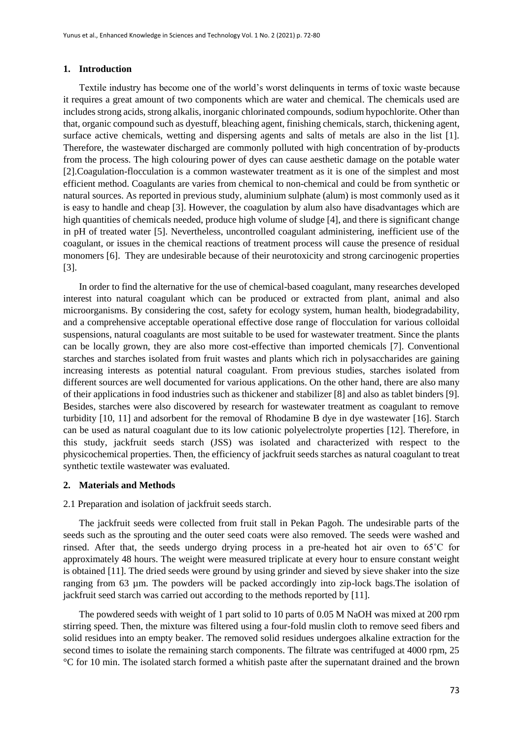## 1. Introduction

Textile industry has become one of the world's worst delinquents in terms of toxic waste because it requires a great amount of two components which are water and chemical. The chemicals used are includes strong acids, strong alkalis, inorganic chlorinated compounds, sodium hypochlorite. Other than that, organic compound such as dyestuff, bleaching agent, finishing chemicals, starch, thickening agent, surface active chemicals, wetting and dispersing agents and salts of metals are also in the list [1]. Therefore, the wastewater discharged are commonly polluted with high concentration of by-products from the process. The high colouring power of dyes can cause aesthetic damage on the potable water [2].Coagulation-flocculation is a common wastewater treatment as it is one of the simplest and most efficient method. Coagulants are varies from chemical to non-chemical and could be from synthetic or natural sources. As reported in previous study, aluminium sulphate (alum) is most commonly used as it is easy to handle and cheap [3]. However, the coagulation by alum also have disadvantages which are high quantities of chemicals needed, produce high volume of sludge [4], and there is significant change in pH of treated water [5]. Nevertheless, uncontrolled coagulant administering, inefficient use of the coagulant, or issues in the chemical reactions of treatment process will cause the presence of residual monomers [6]. They are undesirable because of their neurotoxicity and strong carcinogenic properties [3].

In order to find the alternative for the use of chemical-based coagulant, many researches developed interest into natural coagulant which can be produced or extracted from plant, animal and also microorganisms. By considering the cost, safety for ecology system, human health, biodegradability, and a comprehensive acceptable operational effective dose range of flocculation for various colloidal suspensions, natural coagulants are most suitable to be used for wastewater treatment. Since the plants can be locally grown, they are also more cost-effective than imported chemicals [7]. Conventional starches and starches isolated from fruit wastes and plants which rich in polysaccharides are gaining increasing interests as potential natural coagulant. From previous studies, starches isolated from different sources are well documented for various applications. On the other hand, there are also many of their applications in food industries such as thickener and stabilizer [8] and also as tablet binders [9]. Besides, starches were also discovered by research for wastewater treatment as coagulant to remove turbidity [10, 11] and adsorbent for the removal of Rhodamine B dye in dye wastewater [16]. Starch can be used as natural coagulant due to its low cationic polyelectrolyte properties [12]. Therefore, in this study, jackfruit seeds starch (JSS) was isolated and characterized with respect to the physicochemical properties. Then, the efficiency of jackfruit seeds starches as natural coagulant to treat synthetic textile wastewater was evaluated.

## 2. Materials and Methods

### 2.1 Preparation and isolation of jackfruit seeds starch.

The jackfruit seeds were collected from fruit stall in Pekan Pagoh. The undesirable parts of the seeds such as the sprouting and the outer seed coats were also removed. The seeds were washed and rinsed. After that, the seeds undergo drying process in a pre-heated hot air oven to 65˚C for approximately 48 hours. The weight were measured triplicate at every hour to ensure constant weight is obtained [11]. The dried seeds were ground by using grinder and sieved by sieve shaker into the size ranging from 63 µm. The powders will be packed accordingly into zip-lock bags.The isolation of jackfruit seed starch was carried out according to the methods reported by [11].

The powdered seeds with weight of 1 part solid to 10 parts of 0.05 M NaOH was mixed at 200 rpm stirring speed. Then, the mixture was filtered using a four-fold muslin cloth to remove seed fibers and solid residues into an empty beaker. The removed solid residues undergoes alkaline extraction for the second times to isolate the remaining starch components. The filtrate was centrifuged at 4000 rpm, 25 °C for 10 min. The isolated starch formed a whitish paste after the supernatant drained and the brown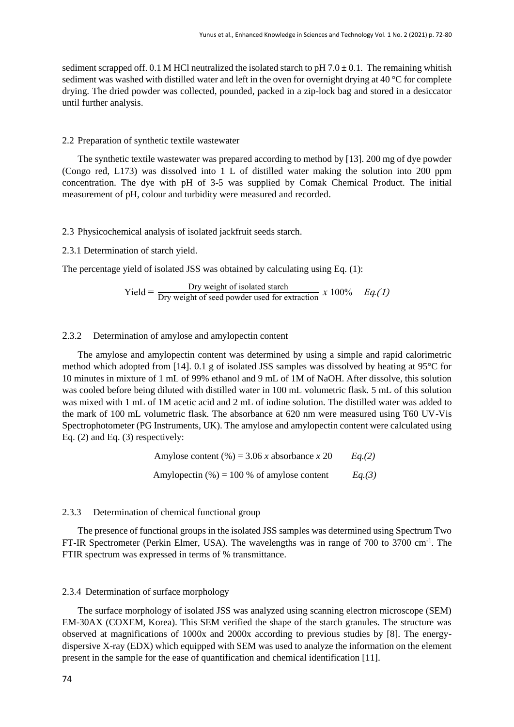sediment scrapped off. 0.1 M HCl neutralized the isolated starch to pH 7.0 ± 0.1. The remaining whitish sediment was washed with distilled water and left in the oven for overnight drying at 40 °C for complete drying. The dried powder was collected, pounded, packed in a zip-lock bag and stored in a desiccator until further analysis.

### 2.2 Preparation of synthetic textile wastewater

The synthetic textile wastewater was prepared according to method by [13]. 200 mg of dye powder (Congo red, L173) was dissolved into 1 L of distilled water making the solution into 200 ppm concentration. The dye with pH of 3-5 was supplied by Comak Chemical Product. The initial measurement of pH, colour and turbidity were measured and recorded.

### 2.3 Physicochemical analysis of isolated jackfruit seeds starch.

#### 2.3.1 Determination of starch yield.

The percentage yield of isolated JSS was obtained by calculating using Eq. (1):

$$\text{Yield} = \frac{\text{Dry weight of isolated starch}}{\text{Dry weight of seed powder used for extraction}} \times 100\% \quad Eq.(1)$$

#### 2.3.2 Determination of amylose and amylopectin content

The amylose and amylopectin content was determined by using a simple and rapid calorimetric method which adopted from [14]. 0.1 g of isolated JSS samples was dissolved by heating at 95°C for 10 minutes in mixture of 1 mL of 99% ethanol and 9 mL of 1M of NaOH. After dissolve, this solution was cooled before being diluted with distilled water in 100 mL volumetric flask. 5 mL of this solution was mixed with 1 mL of 1M acetic acid and 2 mL of iodine solution. The distilled water was added to the mark of 100 mL volumetric flask. The absorbance at 620 nm were measured using T60 UV-Vis Spectrophotometer (PG Instruments, UK). The amylose and amylopectin content were calculated using Eq. (2) and Eq. (3) respectively:

$$\text{Amylose content } (\%) = 3.06 \times \text{absorbance} \times 20 \quad Eq.(2)$$

$$\text{Amylopectin } (\%) = 100\ \% \text{ of amylose content} \quad Eq.(3)$$

#### 2.3.3 Determination of chemical functional group

The presence of functional groups in the isolated JSS samples was determined using Spectrum Two FT-IR Spectrometer (Perkin Elmer, USA). The wavelengths was in range of 700 to 3700 $cm^{-1}$. The FTIR spectrum was expressed in terms of % transmittance.

#### 2.3.4 Determination of surface morphology

The surface morphology of isolated JSS was analyzed using scanning electron microscope (SEM) EM-30AX (COXEM, Korea). This SEM verified the shape of the starch granules. The structure was observed at magnifications of 1000x and 2000x according to previous studies by [8]. The energy-dispersive X-ray (EDX) which equipped with SEM was used to analyze the information on the element present in the sample for the ease of quantification and chemical identification [11].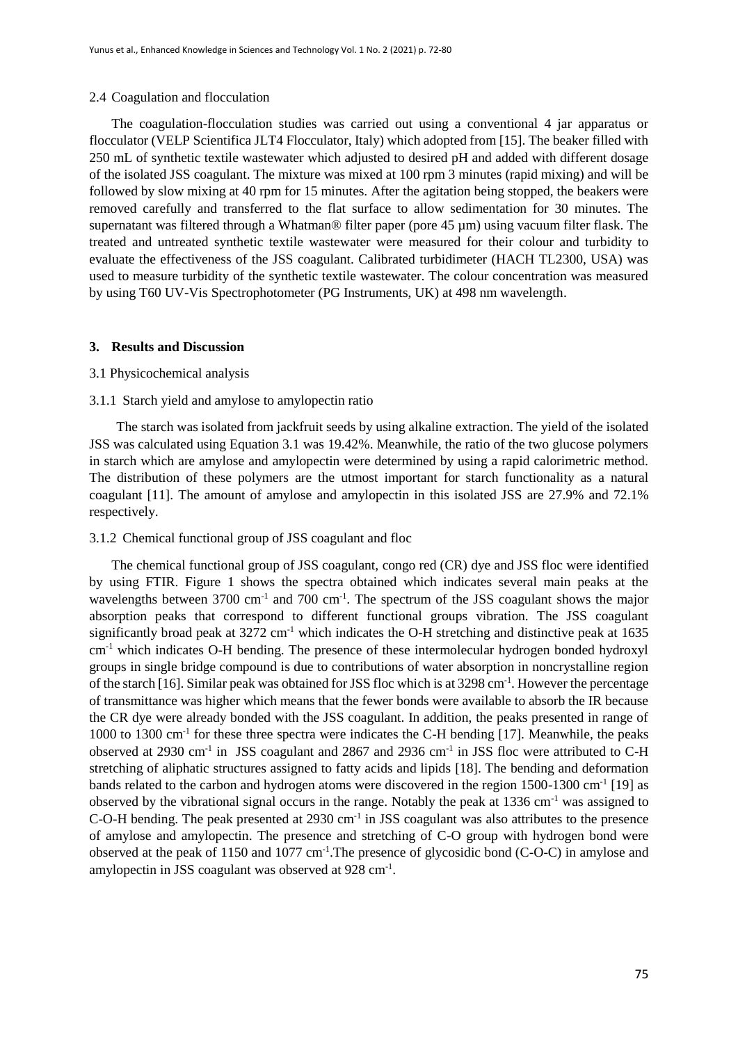### 2.4 Coagulation and flocculation

The coagulation-flocculation studies was carried out using a conventional 4 jar apparatus or flocculator (VELP Scientifica JLT4 Flocculator, Italy) which adopted from [15]. The beaker filled with 250 mL of synthetic textile wastewater which adjusted to desired pH and added with different dosage of the isolated JSS coagulant. The mixture was mixed at 100 rpm 3 minutes (rapid mixing) and will be followed by slow mixing at 40 rpm for 15 minutes. After the agitation being stopped, the beakers were removed carefully and transferred to the flat surface to allow sedimentation for 30 minutes. The supernatant was filtered through a Whatman® filter paper (pore 45 µm) using vacuum filter flask. The treated and untreated synthetic textile wastewater were measured for their colour and turbidity to evaluate the effectiveness of the JSS coagulant. Calibrated turbidimeter (HACH TL2300, USA) was used to measure turbidity of the synthetic textile wastewater. The colour concentration was measured by using T60 UV-Vis Spectrophotometer (PG Instruments, UK) at 498 nm wavelength.

## 3. Results and Discussion

### 3.1 Physicochemical analysis

#### 3.1.1 Starch yield and amylose to amylopectin ratio

The starch was isolated from jackfruit seeds by using alkaline extraction. The yield of the isolated JSS was calculated using Equation 3.1 was 19.42%. Meanwhile, the ratio of the two glucose polymers in starch which are amylose and amylopectin were determined by using a rapid calorimetric method. The distribution of these polymers are the utmost important for starch functionality as a natural coagulant [11]. The amount of amylose and amylopectin in this isolated JSS are 27.9% and 72.1% respectively.

#### 3.1.2 Chemical functional group of JSS coagulant and floc

The chemical functional group of JSS coagulant, congo red (CR) dye and JSS floc were identified by using FTIR. Figure 1 shows the spectra obtained which indicates several main peaks at the wavelengths between 3700 $cm^{-1}$ and 700 $cm^{-1}$. The spectrum of the JSS coagulant shows the major absorption peaks that correspond to different functional groups vibration. The JSS coagulant significantly broad peak at 3272 $cm^{-1}$ which indicates the O-H stretching and distinctive peak at 1635 $cm^{-1}$ which indicates O-H bending. The presence of these intermolecular hydrogen bonded hydroxyl groups in single bridge compound is due to contributions of water absorption in noncrystalline region of the starch [16]. Similar peak was obtained for JSS floc which is at 3298 $cm^{-1}$. However the percentage of transmittance was higher which means that the fewer bonds were available to absorb the IR because the CR dye were already bonded with the JSS coagulant. In addition, the peaks presented in range of 1000 to 1300 $cm^{-1}$ for these three spectra were indicates the C-H bending [17]. Meanwhile, the peaks observed at 2930 $cm^{-1}$ in JSS coagulant and 2867 and 2936 $cm^{-1}$ in JSS floc were attributed to C-H stretching of aliphatic structures assigned to fatty acids and lipids [18]. The bending and deformation bands related to the carbon and hydrogen atoms were discovered in the region 1500-1300 $cm^{-1}$ [19] as observed by the vibrational signal occurs in the range. Notably the peak at 1336 $cm^{-1}$ was assigned to C-O-H bending. The peak presented at 2930 $cm^{-1}$ in JSS coagulant was also attributes to the presence of amylose and amylopectin. The presence and stretching of C-O group with hydrogen bond were observed at the peak of 1150 and 1077 $cm^{-1}$.The presence of glycosidic bond (C-O-C) in amylose and amylopectin in JSS coagulant was observed at 928 $cm^{-1}$.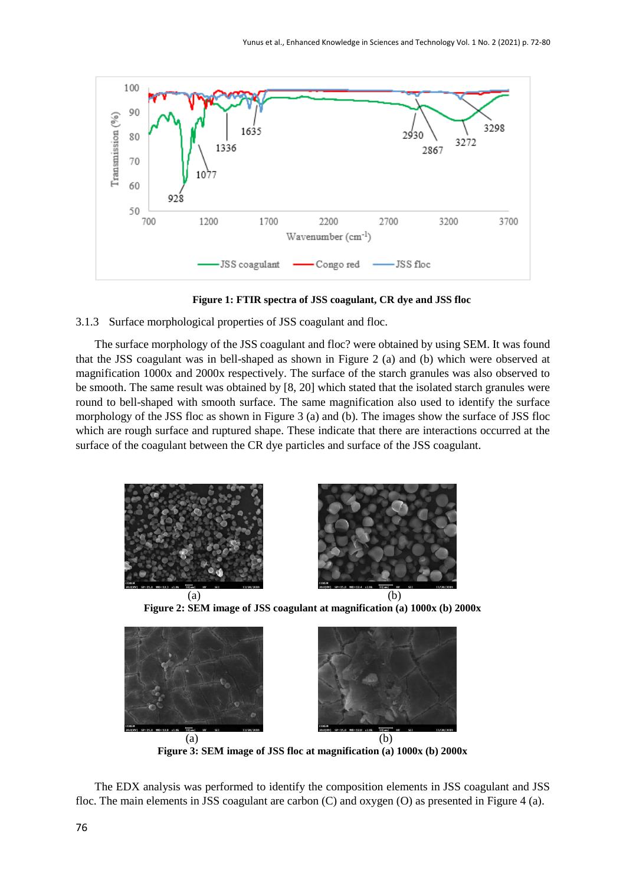Figure 1: FTIR spectra of JSS coagulant, CR dye and JSS floc

### 3.1.3 Surface morphological properties of JSS coagulant and floc.

The surface morphology of the JSS coagulant and floc? were obtained by using SEM. It was found that the JSS coagulant was in bell-shaped as shown in Figure 2 (a) and (b) which were observed at magnification 1000x and 2000x respectively. The surface of the starch granules was also observed to be smooth. The same result was obtained by [8, 20] which stated that the isolated starch granules were round to bell-shaped with smooth surface. The same magnification also used to identify the surface morphology of the JSS floc as shown in Figure 3 (a) and (b). The images show the surface of JSS floc which are rough surface and ruptured shape. These indicate that there are interactions occurred at the surface of the coagulant between the CR dye particles and surface of the JSS coagulant.

Figure 2: SEM image of JSS coagulant at magnification (a) 1000x (b) 2000x

Figure 3: SEM image of JSS floc at magnification (a) 1000x (b) 2000x

The EDX analysis was performed to identify the composition elements in JSS coagulant and JSS floc. The main elements in JSS coagulant are carbon (C) and oxygen (O) as presented in Figure 4 (a).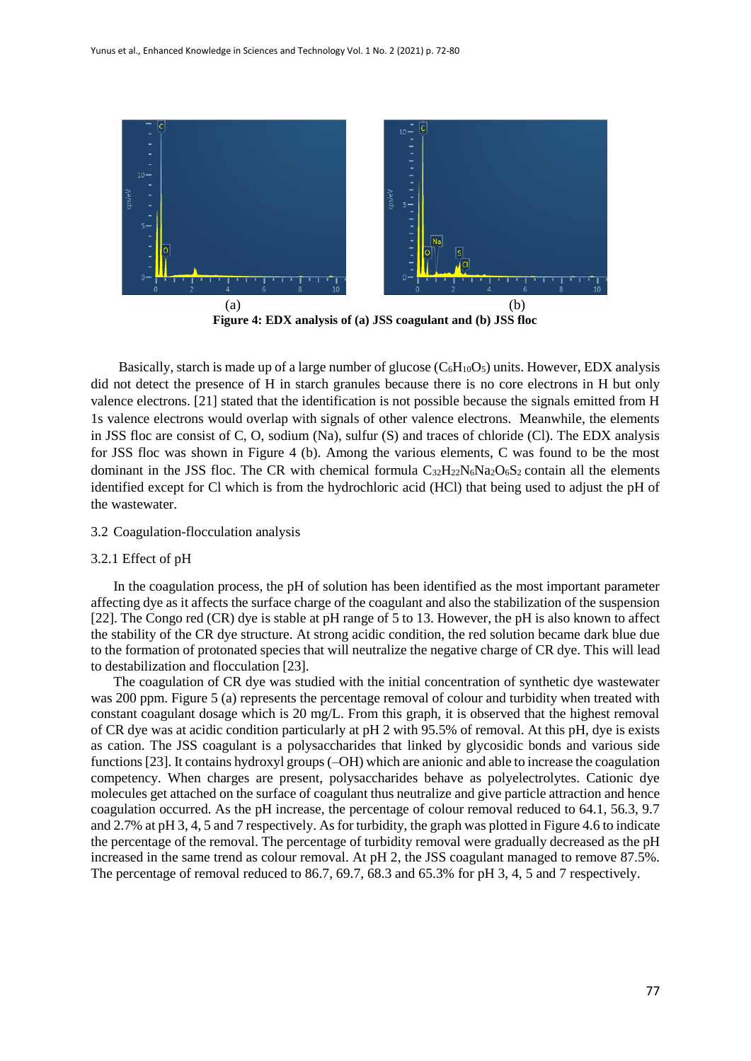(a) (b)

**Figure 4: EDX analysis of (a) JSS coagulant and (b) JSS floc**

Basically, starch is made up of a large number of glucose ($C_6H_{10}O_5$) units. However, EDX analysis did not detect the presence of H in starch granules because there is no core electrons in H but only valence electrons. [21] stated that the identification is not possible because the signals emitted from H 1s valence electrons would overlap with signals of other valence electrons. Meanwhile, the elements in JSS floc are consist of C, O, sodium (Na), sulfur (S) and traces of chloride (Cl). The EDX analysis for JSS floc was shown in Figure 4 (b). Among the various elements, C was found to be the most dominant in the JSS floc. The CR with chemical formula $C_{32}H_{22}N_6Na_2O_6S_2$ contain all the elements identified except for Cl which is from the hydrochloric acid (HCl) that being used to adjust the pH of the wastewater.

3.2 Coagulation-flocculation analysis

3.2.1 Effect of pH

In the coagulation process, the pH of solution has been identified as the most important parameter affecting dye as it affects the surface charge of the coagulant and also the stabilization of the suspension [22]. The Congo red (CR) dye is stable at pH range of 5 to 13. However, the pH is also known to affect the stability of the CR dye structure. At strong acidic condition, the red solution became dark blue due to the formation of protonated species that will neutralize the negative charge of CR dye. This will lead to destabilization and flocculation [23].

The coagulation of CR dye was studied with the initial concentration of synthetic dye wastewater was 200 ppm. Figure 5 (a) represents the percentage removal of colour and turbidity when treated with constant coagulant dosage which is 20 mg/L. From this graph, it is observed that the highest removal of CR dye was at acidic condition particularly at pH 2 with 95.5% of removal. At this pH, dye is exists as cation. The JSS coagulant is a polysaccharides that linked by glycosidic bonds and various side functions [23]. It contains hydroxyl groups (–OH) which are anionic and able to increase the coagulation competency. When charges are present, polysaccharides behave as polyelectrolytes. Cationic dye molecules get attached on the surface of coagulant thus neutralize and give particle attraction and hence coagulation occurred. As the pH increase, the percentage of colour removal reduced to 64.1, 56.3, 9.7 and 2.7% at pH 3, 4, 5 and 7 respectively. As for turbidity, the graph was plotted in Figure 4.6 to indicate the percentage of the removal. The percentage of turbidity removal were gradually decreased as the pH increased in the same trend as colour removal. At pH 2, the JSS coagulant managed to remove 87.5%. The percentage of removal reduced to 86.7, 69.7, 68.3 and 65.3% for pH 3, 4, 5 and 7 respectively.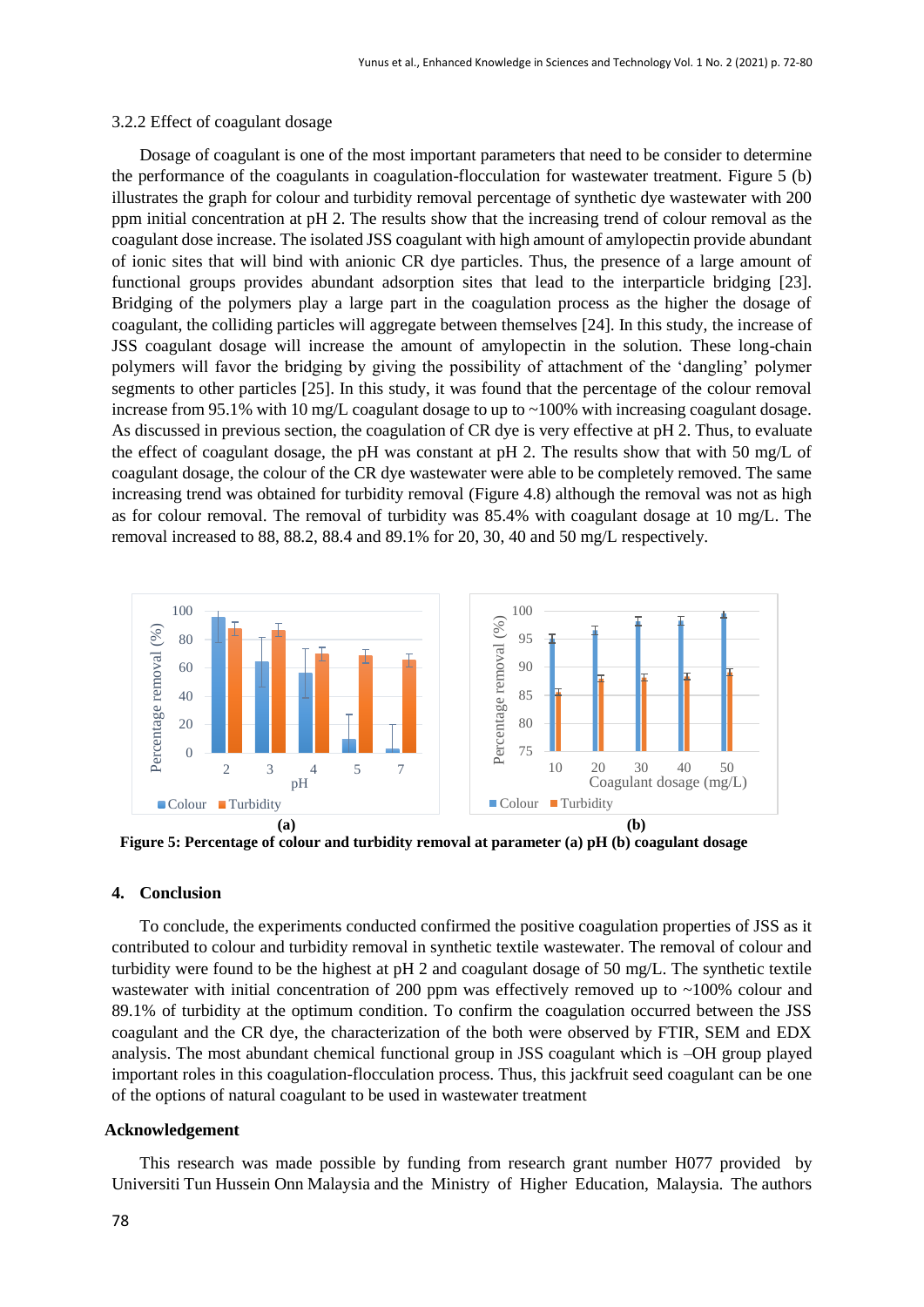3.2.2 Effect of coagulant dosage

Dosage of coagulant is one of the most important parameters that need to be consider to determine the performance of the coagulants in coagulation-flocculation for wastewater treatment. Figure 5 (b) illustrates the graph for colour and turbidity removal percentage of synthetic dye wastewater with 200 ppm initial concentration at pH 2. The results show that the increasing trend of colour removal as the coagulant dose increase. The isolated JSS coagulant with high amount of amylopectin provide abundant of ionic sites that will bind with anionic CR dye particles. Thus, the presence of a large amount of functional groups provides abundant adsorption sites that lead to the interparticle bridging [23]. Bridging of the polymers play a large part in the coagulation process as the higher the dosage of coagulant, the colliding particles will aggregate between themselves [24]. In this study, the increase of JSS coagulant dosage will increase the amount of amylopectin in the solution. These long-chain polymers will favor the bridging by giving the possibility of attachment of the 'dangling' polymer segments to other particles [25]. In this study, it was found that the percentage of the colour removal increase from 95.1% with 10 mg/L coagulant dosage to up to ~100% with increasing coagulant dosage. As discussed in previous section, the coagulation of CR dye is very effective at pH 2. Thus, to evaluate the effect of coagulant dosage, the pH was constant at pH 2. The results show that with 50 mg/L of coagulant dosage, the colour of the CR dye wastewater were able to be completely removed. The same increasing trend was obtained for turbidity removal (Figure 4.8) although the removal was not as high as for colour removal. The removal of turbidity was 85.4% with coagulant dosage at 10 mg/L. The removal increased to 88, 88.2, 88.4 and 89.1% for 20, 30, 40 and 50 mg/L respectively.

**Figure 5: Percentage of colour and turbidity removal at parameter (a) pH (b) coagulant dosage**

## 4. Conclusion

To conclude, the experiments conducted confirmed the positive coagulation properties of JSS as it contributed to colour and turbidity removal in synthetic textile wastewater. The removal of colour and turbidity were found to be the highest at pH 2 and coagulant dosage of 50 mg/L. The synthetic textile wastewater with initial concentration of 200 ppm was effectively removed up to ~100% colour and 89.1% of turbidity at the optimum condition. To confirm the coagulation occurred between the JSS coagulant and the CR dye, the characterization of the both were observed by FTIR, SEM and EDX analysis. The most abundant chemical functional group in JSS coagulant which is –OH group played important roles in this coagulation-flocculation process. Thus, this jackfruit seed coagulant can be one of the options of natural coagulant to be used in wastewater treatment

### Acknowledgement

This research was made possible by funding from research grant number H077 provided by Universiti Tun Hussein Onn Malaysia and the Ministry of Higher Education, Malaysia. The authors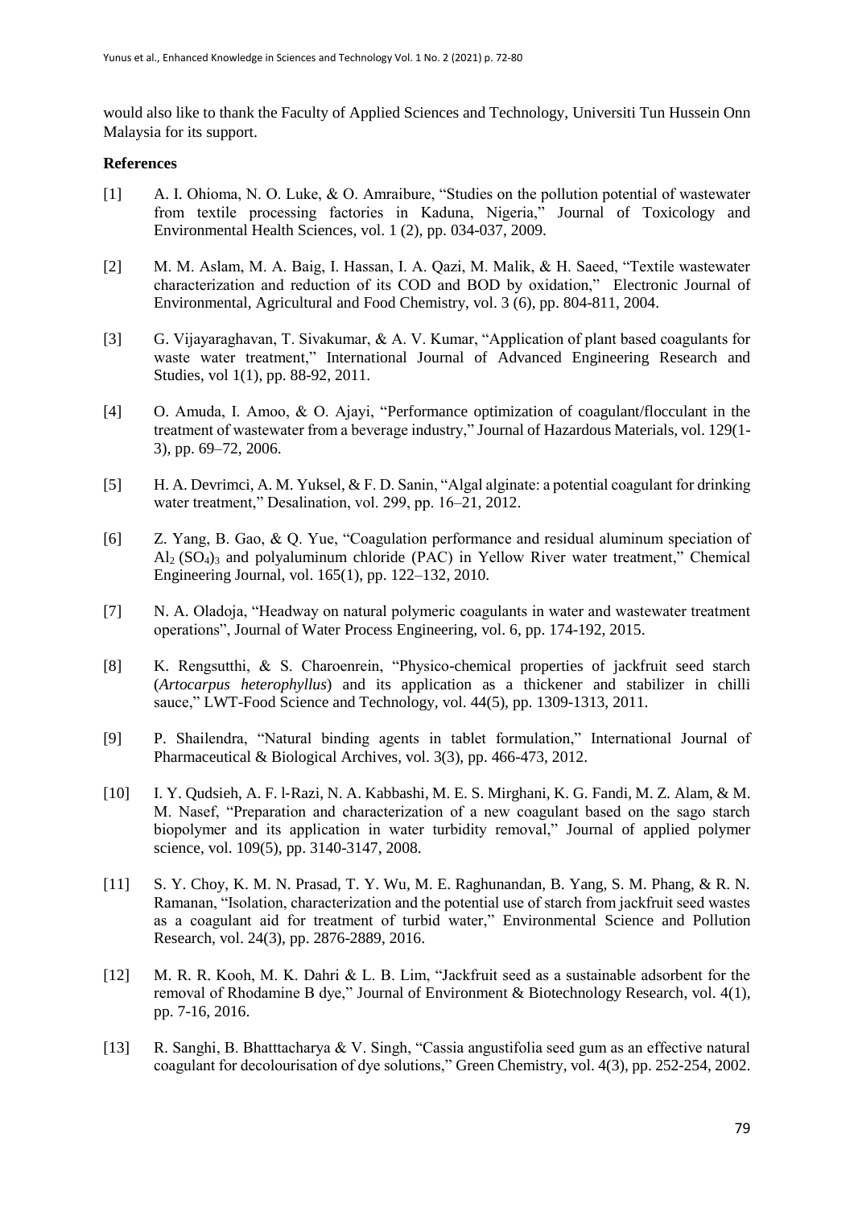would also like to thank the Faculty of Applied Sciences and Technology, Universiti Tun Hussein Onn Malaysia for its support.

**References**

[1] A. I. Ohioma, N. O. Luke, & O. Amraibure, "Studies on the pollution potential of wastewater from textile processing factories in Kaduna, Nigeria," Journal of Toxicology and Environmental Health Sciences, vol. 1 (2), pp. 034-037, 2009.

[2] M. M. Aslam, M. A. Baig, I. Hassan, I. A. Qazi, M. Malik, & H. Saeed, "Textile wastewater characterization and reduction of its COD and BOD by oxidation," Electronic Journal of Environmental, Agricultural and Food Chemistry, vol. 3 (6), pp. 804-811, 2004.

[3] G. Vijayaraghavan, T. Sivakumar, & A. V. Kumar, "Application of plant based coagulants for waste water treatment," International Journal of Advanced Engineering Research and Studies, vol 1(1), pp. 88-92, 2011.

[4] O. Amuda, I. Amoo, & O. Ajayi, "Performance optimization of coagulant/flocculant in the treatment of wastewater from a beverage industry," Journal of Hazardous Materials, vol. 129(1-3), pp. 69–72, 2006.

[5] H. A. Devrimci, A. M. Yuksel, & F. D. Sanin, "Algal alginate: a potential coagulant for drinking water treatment," Desalination, vol. 299, pp. 16–21, 2012.

[6] Z. Yang, B. Gao, & Q. Yue, "Coagulation performance and residual aluminum speciation of $Al_2(SO_4)_3$ and polyaluminum chloride (PAC) in Yellow River water treatment," Chemical Engineering Journal, vol. 165(1), pp. 122–132, 2010.

[7] N. A. Oladoja, "Headway on natural polymeric coagulants in water and wastewater treatment operations", Journal of Water Process Engineering, vol. 6, pp. 174-192, 2015.

[8] K. Rengsutthi, & S. Charoenrein, "Physico-chemical properties of jackfruit seed starch (*Artocarpus heterophyllus*) and its application as a thickener and stabilizer in chilli sauce," LWT-Food Science and Technology, vol. 44(5), pp. 1309-1313, 2011.

[9] P. Shailendra, "Natural binding agents in tablet formulation," International Journal of Pharmaceutical & Biological Archives, vol. 3(3), pp. 466-473, 2012.

[10] I. Y. Qudsieh, A. F. l-Razi, N. A. Kabbashi, M. E. S. Mirghani, K. G. Fandi, M. Z. Alam, & M. M. Nasef, "Preparation and characterization of a new coagulant based on the sago starch biopolymer and its application in water turbidity removal," Journal of applied polymer science, vol. 109(5), pp. 3140-3147, 2008.

[11] S. Y. Choy, K. M. N. Prasad, T. Y. Wu, M. E. Raghunandan, B. Yang, S. M. Phang, & R. N. Ramanan, "Isolation, characterization and the potential use of starch from jackfruit seed wastes as a coagulant aid for treatment of turbid water," Environmental Science and Pollution Research, vol. 24(3), pp. 2876-2889, 2016.

[12] M. R. R. Kooh, M. K. Dahri & L. B. Lim, "Jackfruit seed as a sustainable adsorbent for the removal of Rhodamine B dye," Journal of Environment & Biotechnology Research, vol. 4(1), pp. 7-16, 2016.

[13] R. Sanghi, B. Bhatttacharya & V. Singh, "Cassia angustifolia seed gum as an effective natural coagulant for decolourisation of dye solutions," Green Chemistry, vol. 4(3), pp. 252-254, 2002.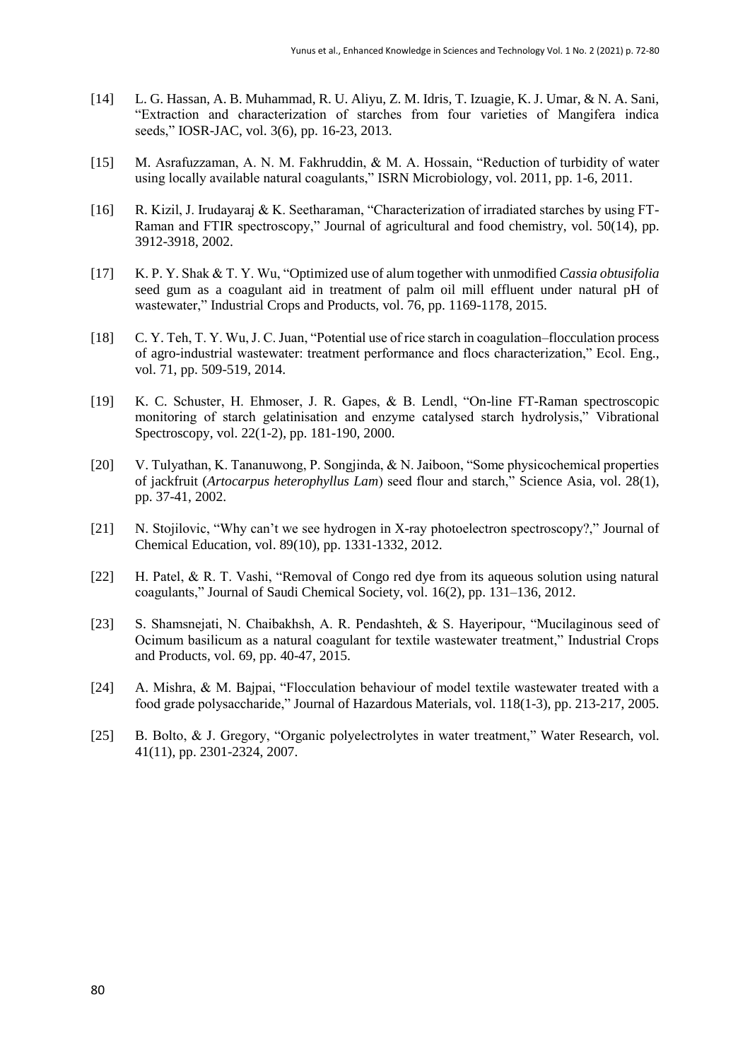[14] L. G. Hassan, A. B. Muhammad, R. U. Aliyu, Z. M. Idris, T. Izuagie, K. J. Umar, & N. A. Sani, "Extraction and characterization of starches from four varieties of Mangifera indica seeds," IOSR-JAC, vol. 3(6), pp. 16-23, 2013.

[15] M. Asrafuzzaman, A. N. M. Fakhruddin, & M. A. Hossain, "Reduction of turbidity of water using locally available natural coagulants," ISRN Microbiology, vol. 2011, pp. 1-6, 2011.

[16] R. Kizil, J. Irudayaraj & K. Seetharaman, "Characterization of irradiated starches by using FT-Raman and FTIR spectroscopy," Journal of agricultural and food chemistry, vol. 50(14), pp. 3912-3918, 2002.

[17] K. P. Y. Shak & T. Y. Wu, "Optimized use of alum together with unmodified *Cassia obtusifolia* seed gum as a coagulant aid in treatment of palm oil mill effluent under natural pH of wastewater," Industrial Crops and Products, vol. 76, pp. 1169-1178, 2015.

[18] C. Y. Teh, T. Y. Wu, J. C. Juan, "Potential use of rice starch in coagulation–flocculation process of agro-industrial wastewater: treatment performance and flocs characterization," Ecol. Eng., vol. 71, pp. 509-519, 2014.

[19] K. C. Schuster, H. Ehmoser, J. R. Gapes, & B. Lendl, "On-line FT-Raman spectroscopic monitoring of starch gelatinisation and enzyme catalysed starch hydrolysis," Vibrational Spectroscopy, vol. 22(1-2), pp. 181-190, 2000.

[20] V. Tulyathan, K. Tananuwong, P. Songjinda, & N. Jaiboon, "Some physicochemical properties of jackfruit (*Artocarpus heterophyllus Lam*) seed flour and starch," Science Asia, vol. 28(1), pp. 37-41, 2002.

[21] N. Stojilovic, "Why can't we see hydrogen in X-ray photoelectron spectroscopy?," Journal of Chemical Education, vol. 89(10), pp. 1331-1332, 2012.

[22] H. Patel, & R. T. Vashi, "Removal of Congo red dye from its aqueous solution using natural coagulants," Journal of Saudi Chemical Society, vol. 16(2), pp. 131–136, 2012.

[23] S. Shamsnejati, N. Chaibakhsh, A. R. Pendashteh, & S. Hayeripour, "Mucilaginous seed of Ocimum basilicum as a natural coagulant for textile wastewater treatment," Industrial Crops and Products, vol. 69, pp. 40-47, 2015.

[24] A. Mishra, & M. Bajpai, "Flocculation behaviour of model textile wastewater treated with a food grade polysaccharide," Journal of Hazardous Materials, vol. 118(1-3), pp. 213-217, 2005.

[25] B. Bolto, & J. Gregory, "Organic polyelectrolytes in water treatment," Water Research, vol. 41(11), pp. 2301-2324, 2007.